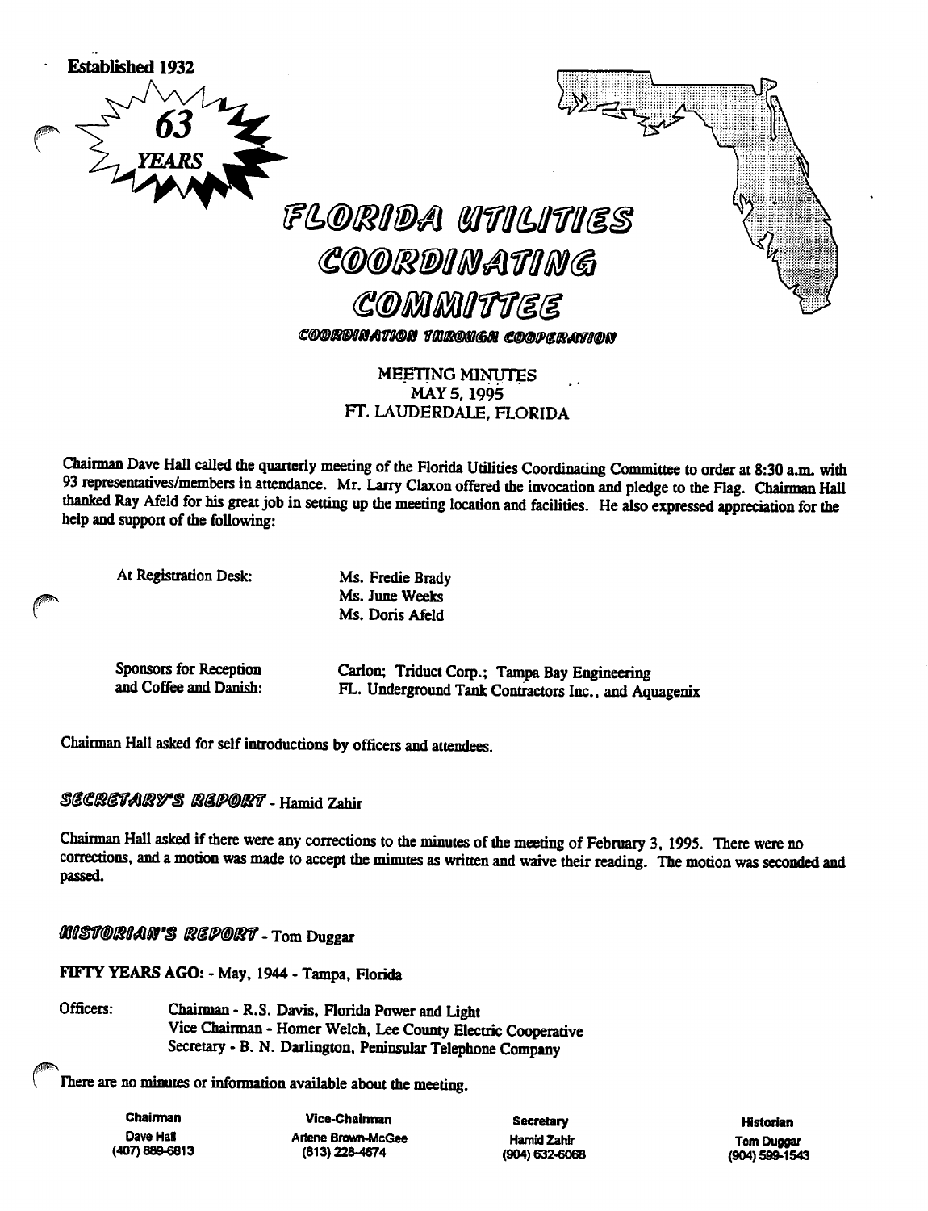Established 1932

63 YEARS

# FLORIDA UTILITIES COORDINATING COMMITTEE

COORDINATION THROUGH COOPERATION

MEETING MINUTES
MAY 5, 1995
FT. LAUDERDALE, FLORIDA

Chairman Dave Hall called the quarterly meeting of the Florida Utilities Coordinating Committee to order at 8:30 a.m. with 93 representatives/members in attendance. Mr. Larry Claxon offered the invocation and pledge to the Flag. Chairman Hall thanked Ray Afeld for his great job in setting up the meeting location and facilities. He also expressed appreciation for the help and support of the following:

| | |
|---|---|
| At Registration Desk: | Ms. Fredie Brady<br>Ms. June Weeks<br>Ms. Doris Afeld |
| Sponsors for Reception and Coffee and Danish: | Carlon; Triduct Corp.; Tampa Bay Engineering<br>FL. Underground Tank Contractors Inc., and Aquagenix |

Chairman Hall asked for self introductions by officers and attendees.

## SECRETARY'S REPORT - Hamid Zahir

Chairman Hall asked if there were any corrections to the minutes of the meeting of February 3, 1995. There were no corrections, and a motion was made to accept the minutes as written and waive their reading. The motion was seconded and passed.

## HISTORIAN'S REPORT - Tom Duggar

**FIFTY YEARS AGO:** - May, 1944 - Tampa, Florida

Officers:
- Chairman - R.S. Davis, Florida Power and Light
- Vice Chairman - Homer Welch, Lee County Electric Cooperative
- Secretary - B. N. Darlington, Peninsular Telephone Company

There are no minutes or information available about the meeting.

| Chairman | Vice-Chairman | Secretary | Historian |
|---|---|---|---|
| Dave Hall<br>(407) 889-6813 | Arlene Brown-McGee<br>(813) 228-4674 | Hamid Zahir<br>(904) 632-6068 | Tom Duggar<br>(904) 599-1543 |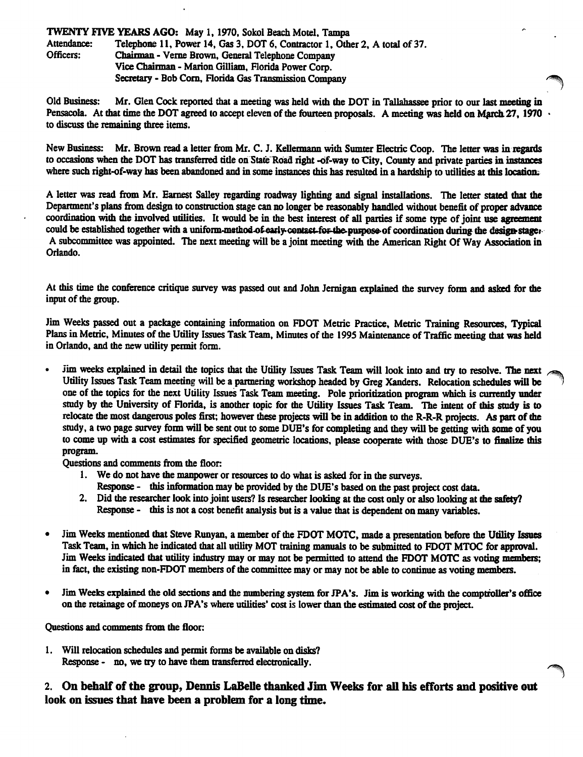**TWENTY FIVE YEARS AGO:** May 1, 1970, Sokol Beach Motel, Tampa

Attendance: Telephone 11, Power 14, Gas 3, DOT 6, Contractor 1, Other 2, A total of 37.

Officers: Chairman - Verne Brown, General Telephone Company
Vice Chairman - Marion Gilliam, Florida Power Corp.
Secretary - Bob Corn, Florida Gas Transmission Company

Old Business: Mr. Glen Cock reported that a meeting was held with the DOT in Tallahassee prior to our last meeting in Pensacola. At that time the DOT agreed to accept eleven of the fourteen proposals. A meeting was held on March 27, 1970 to discuss the remaining three items.

New Business: Mr. Brown read a letter from Mr. C. J. Kellermann with Sumter Electric Coop. The letter was in regards to occasions when the DOT has transferred title on State Road right -of-way to City, County and private parties in instances where such right-of-way has been abandoned and in some instances this has resulted in a hardship to utilities at this location.

A letter was read from Mr. Earnest Salley regarding roadway lighting and signal installations. The letter stated that the Department's plans from design to construction stage can no longer be reasonably handled without benefit of proper advance coordination with the involved utilities. It would be in the best interest of all parties if some type of joint use agreement could be established together with a uniform method of early contact for the purpose of coordination during the design stage. A subcommittee was appointed. The next meeting will be a joint meeting with the American Right Of Way Association in Orlando.

At this time the conference critique survey was passed out and John Jernigan explained the survey form and asked for the input of the group.

Jim Weeks passed out a package containing information on FDOT Metric Practice, Metric Training Resources, Typical Plans in Metric, Minutes of the Utility Issues Task Team, Minutes of the 1995 Maintenance of Traffic meeting that was held in Orlando, and the new utility permit form.

- Jim weeks explained in detail the topics that the Utility Issues Task Team will look into and try to resolve. The next Utility Issues Task Team meeting will be a partnering workshop headed by Greg Xanders. Relocation schedules will be one of the topics for the next Utility Issues Task Team meeting. Pole prioritization program which is currently under study by the University of Florida, is another topic for the Utility Issues Task Team. The intent of this study is to relocate the most dangerous poles first; however these projects will be in addition to the R-R-R projects. As part of the study, a two page survey form will be sent out to some DUE's for completing and they will be getting with some of you to come up with a cost estimates for specified geometric locations, please cooperate with those DUE's to finalize this program.

  Questions and comments from the floor:
  1. We do not have the manpower or resources to do what is asked for in the surveys.
     Response - this information may be provided by the DUE's based on the past project cost data.
  2. Did the researcher look into joint users? Is researcher looking at the cost only or also looking at the safety?
     Response - this is not a cost benefit analysis but is a value that is dependent on many variables.

- Jim Weeks mentioned that Steve Runyan, a member of the FDOT MOTC, made a presentation before the Utility Issues Task Team, in which he indicated that all utility MOT training manuals to be submitted to FDOT MTOC for approval. Jim Weeks indicated that utility industry may or may not be permitted to attend the FDOT MOTC as voting members; in fact, the existing non-FDOT members of the committee may or may not be able to continue as voting members.

- Jim Weeks explained the old sections and the numbering system for JPA's. Jim is working with the comptroller's office on the retainage of moneys on JPA's where utilities' cost is lower than the estimated cost of the project.

Questions and comments from the floor:

1. Will relocation schedules and permit forms be available on disks?
   Response - no, we try to have them transferred electronically.

2. **On behalf of the group, Dennis LaBelle thanked Jim Weeks for all his efforts and positive out look on issues that have been a problem for a long time.**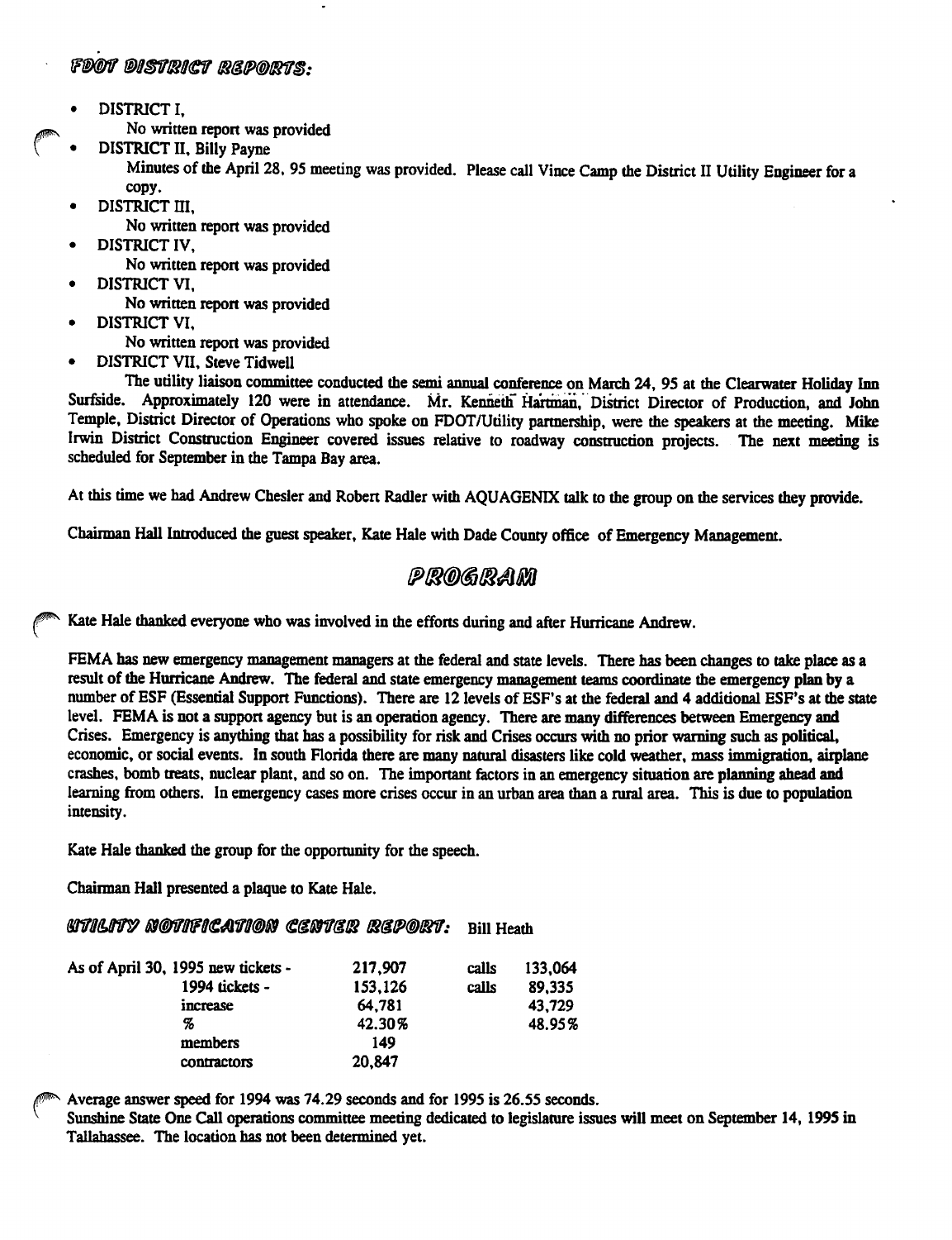## FDOT DISTRICT REPORTS:

- DISTRICT I,
  No written report was provided
- DISTRICT II, Billy Payne
  Minutes of the April 28, 95 meeting was provided. Please call Vince Camp the District II Utility Engineer for a copy.
- DISTRICT III,
  No written report was provided
- DISTRICT IV,
  No written report was provided
- DISTRICT VI,
  No written report was provided
- DISTRICT VI,
  No written report was provided
- DISTRICT VII, Steve Tidwell
  The utility liaison committee conducted the semi annual conference on March 24, 95 at the Clearwater Holiday Inn Surfside. Approximately 120 were in attendance. Mr. Kenneth Hartman, District Director of Production, and John Temple, District Director of Operations who spoke on FDOT/Utility partnership, were the speakers at the meeting. Mike Irwin District Construction Engineer covered issues relative to roadway construction projects. The next meeting is scheduled for September in the Tampa Bay area.

At this time we had Andrew Chesler and Robert Radler with AQUAGENIX talk to the group on the services they provide.

Chairman Hall Introduced the guest speaker, Kate Hale with Dade County office of Emergency Management.

## PROGRAM

Kate Hale thanked everyone who was involved in the efforts during and after Hurricane Andrew.

FEMA has new emergency management managers at the federal and state levels. There has been changes to take place as a result of the Hurricane Andrew. The federal and state emergency management teams coordinate the emergency plan by a number of ESF (Essential Support Functions). There are 12 levels of ESF's at the federal and 4 additional ESF's at the state level. FEMA is not a support agency but is an operation agency. There are many differences between Emergency and Crises. Emergency is anything that has a possibility for risk and Crises occurs with no prior warning such as political, economic, or social events. In south Florida there are many natural disasters like cold weather, mass immigration, airplane crashes, bomb treats, nuclear plant, and so on. The important factors in an emergency situation are planning ahead and learning from others. In emergency cases more crises occur in an urban area than a rural area. This is due to population intensity.

Kate Hale thanked the group for the opportunity for the speech.

Chairman Hall presented a plaque to Kate Hale.

## UTILITY NOTIFICATION CENTER REPORT: Bill Heath

| As of April 30, 1995 | | | |
|---|---|---|---|
| new tickets - | 217,907 | calls | 133,064 |
| 1994 tickets - | 153,126 | calls | 89,335 |
| increase | 64,781 | | 43,729 |
| % | 42.30% | | 48.95% |
| members | 149 | | |
| contractors | 20,847 | | |

Average answer speed for 1994 was 74.29 seconds and for 1995 is 26.55 seconds.
Sunshine State One Call operations committee meeting dedicated to legislature issues will meet on September 14, 1995 in Tallahassee. The location has not been determined yet.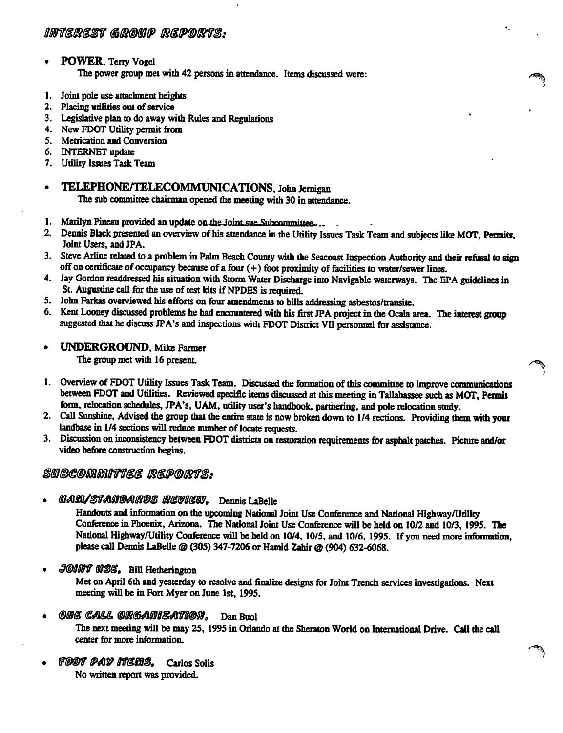## INTEREST GROUP REPORTS:

- **POWER**, Terry Vogel

  The power group met with 42 persons in attendance. Items discussed were:

1. Joint pole use attachment heights
2. Placing utilities out of service
3. Legislative plan to do away with Rules and Regulations
4. New FDOT Utility permit from
5. Metrication and Conversion
6. INTERNET update
7. Utility Issues Task Team

- **TELEPHONE/TELECOMMUNICATIONS**, John Jernigan

  The sub committee chairman opened the meeting with 30 in attendance.

1. Marilyn Pineau provided an update on the Joint sue Subcommittee.
2. Dennis Black presented an overview of his attendance in the Utility Issues Task Team and subjects like MOT, Permits, Joint Users, and JPA.
3. Steve Arline related to a problem in Palm Beach County with the Seacoast Inspection Authority and their refusal to sign off on certificate of occupancy because of a four (+) foot proximity of facilities to water/sewer lines.
4. Jay Gordon readdressed his situation with Storm Water Discharge into Navigable waterways. The EPA guidelines in St. Augustine call for the use of test kits if NPDES is required.
5. John Farkas overviewed his efforts on four amendments to bills addressing asbestos/transite.
6. Kent Looney discussed problems he had encountered with his first JPA project in the Ocala area. The interest group suggested that he discuss JPA's and inspections with FDOT District VII personnel for assistance.

- **UNDERGROUND**, Mike Farmer

  The group met with 16 present.

1. Overview of FDOT Utility Issues Task Team. Discussed the formation of this committee to improve communications between FDOT and Utilities. Reviewed specific items discussed at this meeting in Tallahassee such as MOT, Permit form, relocation schedules, JPA's, UAM, utility user's handbook, partnering, and pole relocation study.
2. Call Sunshine, Advised the group that the entire state is now broken down to 1/4 sections. Providing them with your landbase in 1/4 sections will reduce number of locate requests.
3. Discussion on inconsistency between FDOT districts on restoration requirements for asphalt patches. Picture and/or video before construction begins.

## SUBCOMMITTEE REPORTS:

- ***UAM/STANDARDS REVIEW***, Dennis LaBelle

  Handouts and information on the upcoming National Joint Use Conference and National Highway/Utility Conference in Phoenix, Arizona. The National Joint Use Conference will be held on 10/2 and 10/3, 1995. The National Highway/Utility Conference will be held on 10/4, 10/5, and 10/6, 1995. If you need more information, please call Dennis LaBelle @ (305) 347-7206 or Hamid Zahir @ (904) 632-6068.

- ***JOINT USE***, Bill Hetherington

  Met on April 6th and yesterday to resolve and finalize designs for Joint Trench services investigations. Next meeting will be in Fort Myer on June 1st, 1995.

- ***ONE CALL ORGANIZATION***, Dan Buol

  The next meeting will be may 25, 1995 in Orlando at the Sheraton World on International Drive. Call the call center for more information.

- ***FDOT PAY ITEMS***, Carlos Solis

  No written report was provided.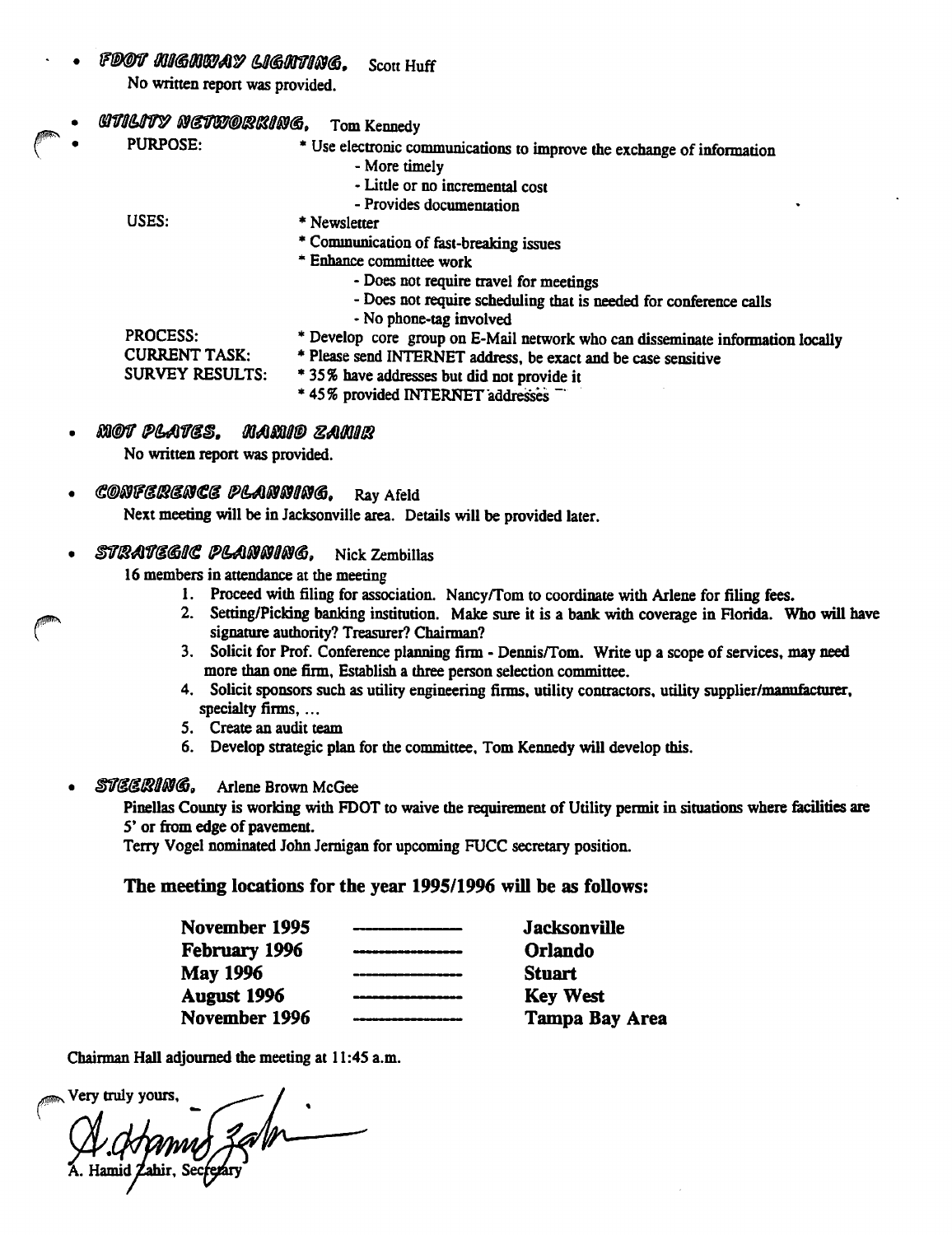- ***FDOT HIGHWAY LIGHTING,*** Scott Huff

  No written report was provided.

- ***UTILITY NETWORKING,*** Tom Kennedy

| | |
|---|---|
| PURPOSE: | * Use electronic communications to improve the exchange of information<br>- More timely<br>- Little or no incremental cost<br>- Provides documentation |
| USES: | * Newsletter<br>* Communication of fast-breaking issues<br>* Enhance committee work<br>- Does not require travel for meetings<br>- Does not require scheduling that is needed for conference calls<br>- No phone-tag involved |
| PROCESS: | * Develop core group on E-Mail network who can disseminate information locally |
| CURRENT TASK: | * Please send INTERNET address, be exact and be case sensitive |
| SURVEY RESULTS: | * 35% have addresses but did not provide it<br>* 45% provided INTERNET addresses |

- ***MOT PLATES, HAMID ZAHIR***

  No written report was provided.

- ***CONFERENCE PLANNING,*** Ray Afeld

  Next meeting will be in Jacksonville area. Details will be provided later.

- ***STRATEGIC PLANNING,*** Nick Zembillas

  16 members in attendance at the meeting

  1. Proceed with filing for association. Nancy/Tom to coordinate with Arlene for filing fees.
  2. Setting/Picking banking institution. Make sure it is a bank with coverage in Florida. Who will have signature authority? Treasurer? Chairman?
  3. Solicit for Prof. Conference planning firm - Dennis/Tom. Write up a scope of services, may need more than one firm, Establish a three person selection committee.
  4. Solicit sponsors such as utility engineering firms, utility contractors, utility supplier/manufacturer, specialty firms, ...
  5. Create an audit team
  6. Develop strategic plan for the committee. Tom Kennedy will develop this.

- ***STEERING,*** Arlene Brown McGee

  Pinellas County is working with FDOT to waive the requirement of Utility permit in situations where facilities are 5' or from edge of pavement.

  Terry Vogel nominated John Jernigan for upcoming FUCC secretary position.

**The meeting locations for the year 1995/1996 will be as follows:**

| | | |
|---|---|---|
| **November 1995** | ---------- | **Jacksonville** |
| **February 1996** | ---------- | **Orlando** |
| **May 1996** | ---------- | **Stuart** |
| **August 1996** | ---------- | **Key West** |
| **November 1996** | ---------- | **Tampa Bay Area** |

Chairman Hall adjourned the meeting at 11:45 a.m.

Very truly yours,

A. Hamid Zahir, Secretary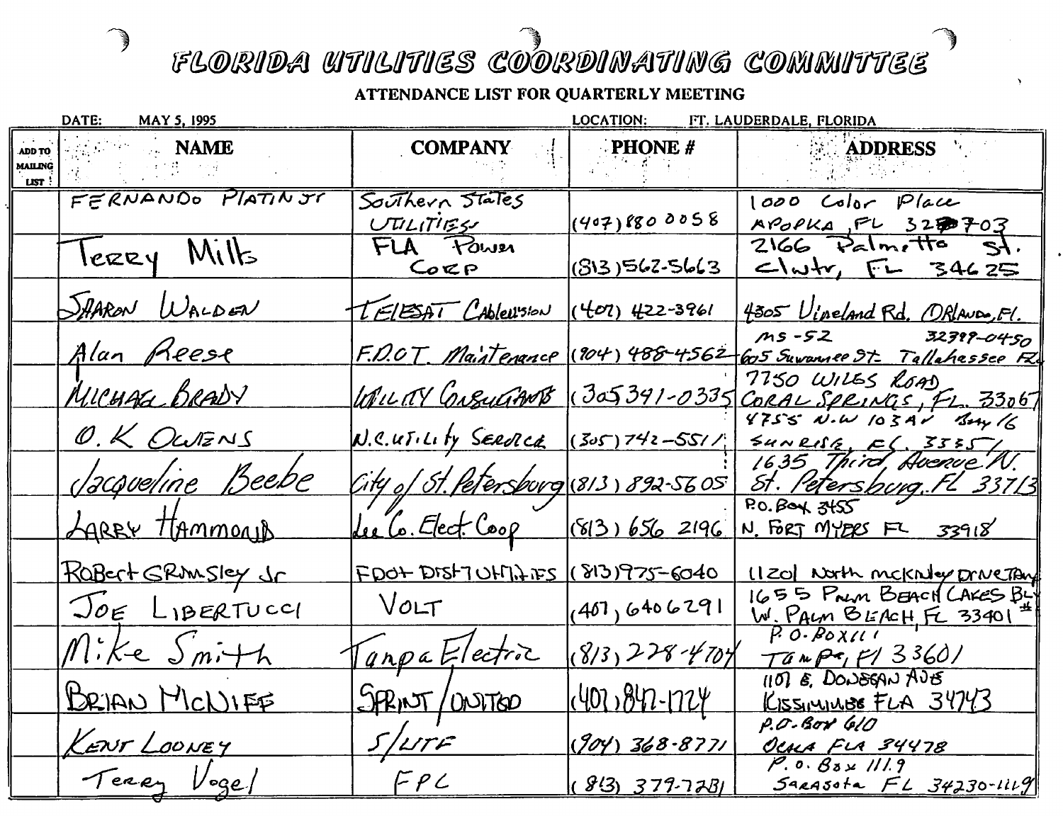# FLORIDA UTILITIES COORDINATING COMMITTEE

**ATTENDANCE LIST FOR QUARTERLY MEETING**

DATE: MAY 5, 1995 LOCATION: FT. LAUDERDALE, FLORIDA

| ADD TO MAILING LIST | NAME | COMPANY | PHONE # | ADDRESS |
|---|---|---|---|---|
| | FERNANDO PLATIN JR | Southern States Utilities | (407) 880 0058 | 1000 Color Place Apopka, FL 32703 |
| | Terry Mills | FLA Power Corp | (813) 562-5663 | 2166 Palmetto St. Clwtr, FL 34625 |
| | Sharon Walden | TELESAT Cablevision | (407) 422-3961 | 4305 Vineland Rd. Orlando, FL. |
| | Alan Reese | F.D.O.T. Maintenance | (904) 488-4562 | MS-52 32399-0450 605 Suwannee St. Tallahassee FL |
| | Michael Brady | Utility Consultants | (305) 341-0335 | 7750 Wiles Road Coral Springs, FL. 33067 |
| | O. K Owens | N.C. Utility Service | (305) 742-5511 | 4755 N.W 103 Av Bay 16 Sunrise, FL 33351 |
| | Jacqueline Beebe | City of St. Petersburg | (813) 892-5605 | 1635 Third Avenue N. St. Petersburg, FL 33713 |
| | Larry Hammond | Lee Co. Elect Coop | (813) 656 2196 | P.O. Box 3455 N. Fort Myers FL 33918 |
| | Robert Grimsley Jr | FDOT DIST 7 Utilities | (813) 975-6040 | 11201 North McKinley Drive Tam |
| | Joe Libertucci | Volt | (407) 6406291 | 1655 Palm Beach Lakes Blvd W. Palm Beach, FL 33401 |
| | Mike Smith | Tampa Electric | (813) 228-4704 | P.O. Box 111 Tampa, Fl 33601 |
| | Brian McNiff | Sprint / United | (407) 847-1724 | 1107 E. Donegan Ave Kissimmee FLA 34743 |
| | Kent Looney | S/UTF | (904) 368-8771 | P.O. Box 610 Ocala FLA 34478 |
| | Terry Vogel | FPL | (813) 379-7281 | P.O. Box 1119 Sarasota FL 34230-1119 |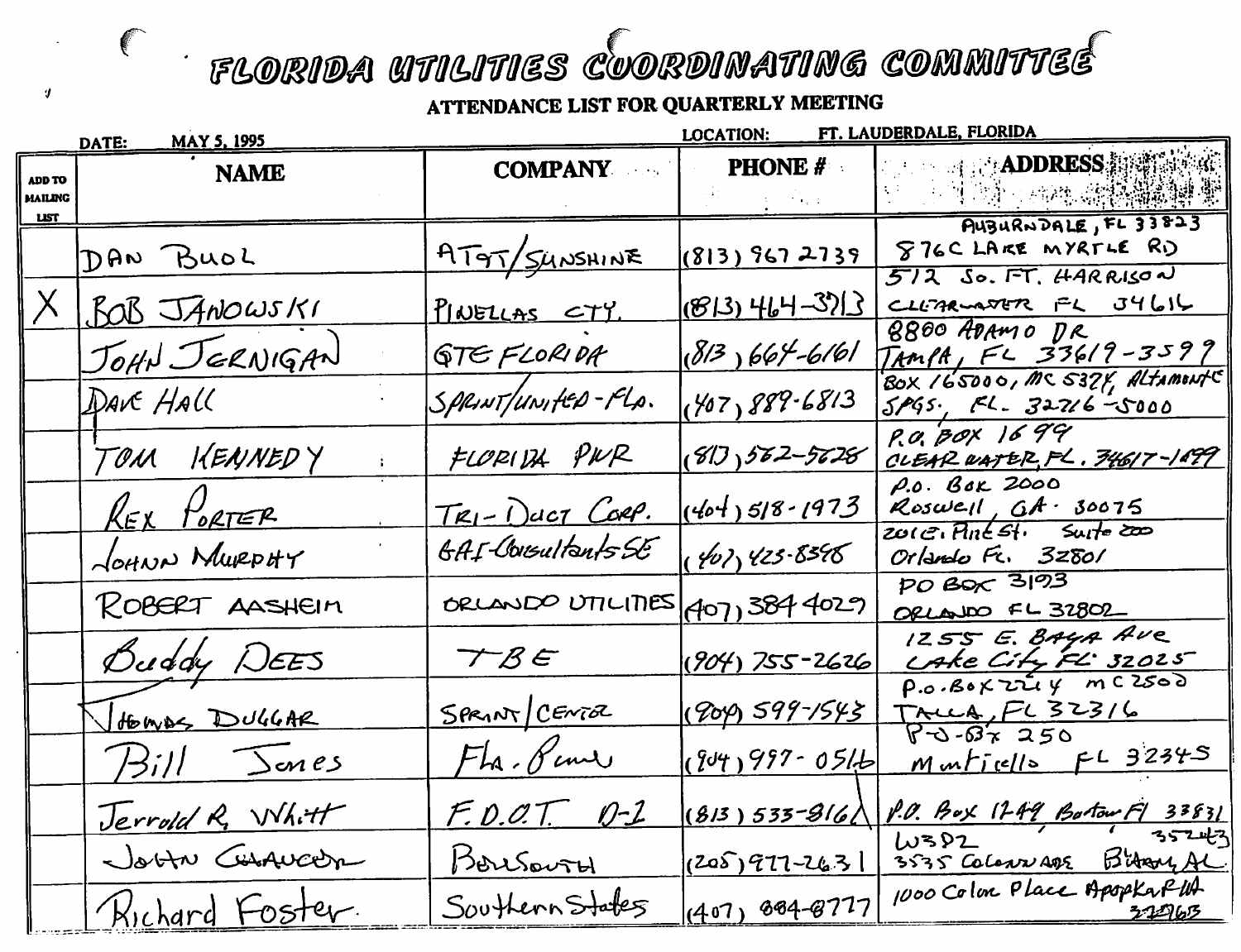# FLORIDA UTILITIES COORDINATING COMMITTEE

## ATTENDANCE LIST FOR QUARTERLY MEETING

DATE: MAY 5, 1995 LOCATION: FT. LAUDERDALE, FLORIDA

| ADD TO MAILING LIST | NAME | COMPANY | PHONE # | ADDRESS |
|---|---|---|---|---|
| | DAN BUOL | AT&T/SUNSHINE | (813) 967 2739 | AUBURNDALE, FL 33823 876C LAKE MYRTLE RD |
| X | BOB JANOWSKI | PINELLAS CTY. | (813) 464-3713 | 512 So. FT. HARRISON CLEARWATER FL 34616 |
| | JOHN JERNIGAN | GTE FLORIDA | (813) 664-6161 | 8800 ADAMO DR TAMPA, FL 33619-3599 |
| | DAVE HALL | SPRINT/UNITED-FLA. | (407) 889-6813 | BOX 165000, MC 5324, ALTAMONTE SPGS., FL. 32716-5000 |
| | TOM KENNEDY | FLORIDA PWR | (813) 562-5628 | P.O. BOX 1699 CLEARWATER, FL. 34617-1699 |
| | REX PORTER | TRI-DUCT CORP. | (404) 518-1973 | P.O. BOX 2000 ROSWELL, GA. 30075 |
| | JOHNN MURPHY | GAI-Consultants SE | (407) 423-8398 | 201 E. Pine St. Suite 200 Orlando FL. 32801 |
| | ROBERT AASHEIM | ORLANDO UTILITIES | (407) 384 4029 | PO BOX 3193 ORLANDO FL 32802 |
| | Buddy DEES | TBE | (904) 755-2626 | 1255 E. BAYA AVE LAKE CITY FL 32025 |
| | THOMAS DUGGAR | SPRINT/CENTEL | (904) 599-1543 | P.O. BOX 2214 MC2500 TALLA, FL 32316 |
| | Bill Jones | Fla. Power | (904) 997-0516 | P.O. Box 250 Monticello FL 32345 |
| | Jerrold R. Whitt | F.D.O.T. D-1 | (813) 533-8161 | P.O. Box 1249, Bartow Fl 33831 |
| | JOHN CHAUCER | BELLSOUTH | (205) 977-2631 | W3D2 3535 COLONNADE B'HAM, AL 35243 |
| | Richard Foster | Southern States | (407) 884-8777 | 1000 Color Place Apopka FLA 32703 |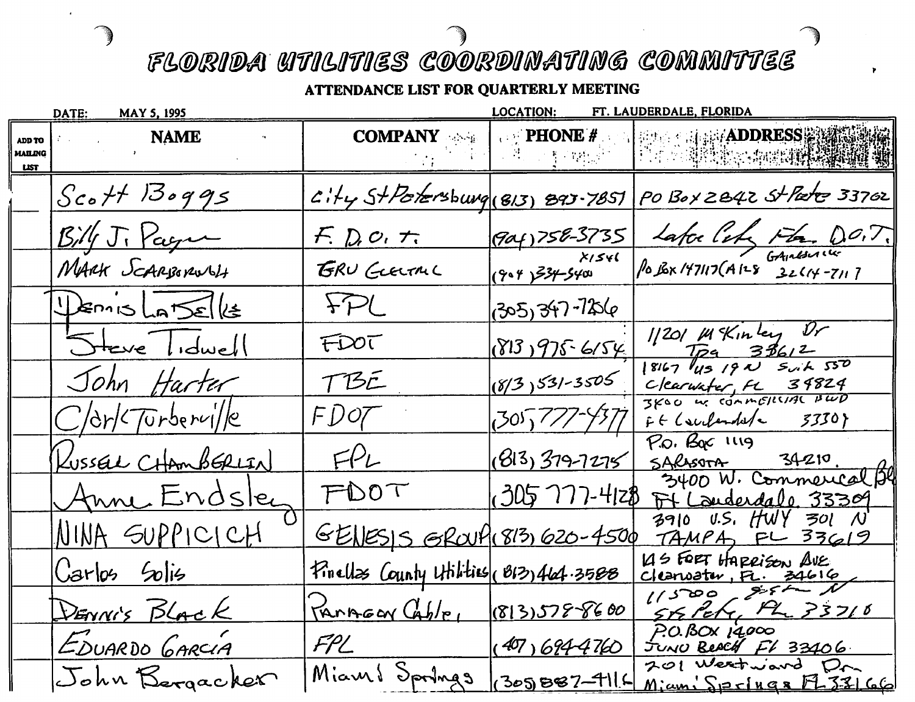# FLORIDA UTILITIES COORDINATING COMMITTEE

**ATTENDANCE LIST FOR QUARTERLY MEETING**

DATE: MAY 5, 1995 LOCATION: FT. LAUDERDALE, FLORIDA

| ADD TO MAILING LIST | NAME | COMPANY | PHONE # | ADDRESS |
|---|---|---|---|---|
| | Scott Boggs | City St Petersburg | (813) 893-7851 | PO Box 2842 St Pete 33762 |
| | Billy J. Payne | F.D.O.T. | (904) 758-3735 | Lake City Fla. D.O.T. |
| | MARK SCARBOROUGH | GRU ELECTRIC | (904) 334-3400 X1546 | PO Box 147117 (A128 GAINESVILLE 32614-7117 |
| | Dennis LaBelle | FPL | (305) 347-7256 | |
| | Steve Tidwell | FDOT | (813) 975-6154 | 11201 McKinley Dr Tpa 33612 |
| | John Harter | TBE | (813) 531-3505 | 18167 US 19 N Suite 550 Clearwater, FL 34624 |
| | Clark Turberville | FDOT | (305) 777-4377 | 3400 W. COMMERCIAL BLVD Ft Lauderdale 33309 |
| | RUSSELL CHAMBERLIN | FPL | (813) 379-7275 | P.O. Box 1119 SARASOTA 34210. |
| | Anne Endsley | FDOT | (305) 777-4128 | 3400 W. Commercial Bl Ft Lauderdale 33309 |
| | NINA SUPPICICH | GENESIS GROUP | (813) 620-4500 | 3910 U.S. HWY 301 N TAMPA, FL 33619 |
| | Carlos Solis | Pinellas County Utilities | (813) 464-3588 | 14 S FORT HARRISON AVE Clearwater, FL. 34616 |
| | DENNIS BLACK | PARAGON Cable | (813) 578-8600 | 11500 9th St N St Pete, FL 33716 |
| | EDUARDO GARCÍA | FPL | (407) 694-4760 | P.O. BOX 14000 JUNO BEACH FL 33408 |
| | John Bergacker | Miami Springs | (305) 887-4116 | 201 Westward Dr Miami Springs FL 33166 |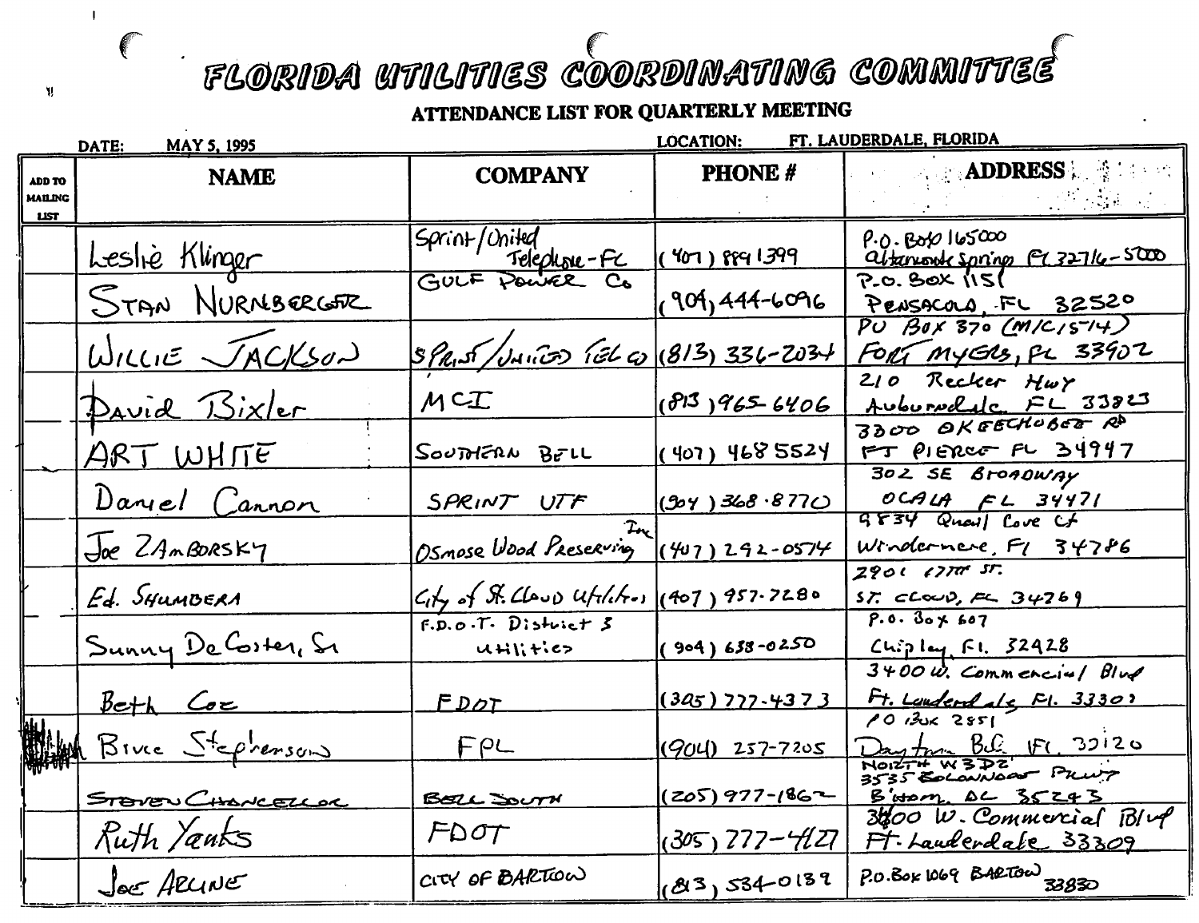# FLORIDA UTILITIES COORDINATING COMMITTEE

## ATTENDANCE LIST FOR QUARTERLY MEETING

**DATE:** MAY 5, 1995 **LOCATION:** FT. LAUDERDALE, FLORIDA

| ADD TO MAILING LIST | NAME | COMPANY | PHONE # | ADDRESS |
|---|---|---|---|---|
| | Leslie Klinger | Sprint/United Telephone-FL | (407) 889-1399 | P.O. Box 165000 Altamonte Springs FL 32716-5000 |
| | STAN NURNBERGER | GULF POWER Co | (904) 444-6096 | P.O. BOX 1151 PENSACOLA, FL 32520 |
| | WILLIE JACKSON | SPRINT/UNITED TELCO | (813) 336-2034 | PO BOX 370 (M/C/514) FORT MYERS, FL 33902 |
| | David Bixler | MCI | (813) 965-6406 | 210 Recker Hwy Auburndale FL 33823 |
| | ART WHITE | SOUTHERN BELL | (407) 468 5524 | 3300 OKEECHOBEE RD FT PIERCE FL 34947 |
| | Daniel Cannon | SPRINT UTF | (904) 368-8770 | 302 SE BROADWAY OCALA FL 34471 |
| | Joe ZAMBORSKY | Osmose Wood Preserving Inc | (407) 292-0574 | 9834 Quail Cove Ct Windermere, Fl 34786 |
| | Ed. SHUMBERA | City of St. Cloud Utilities | (407) 957-7280 | 2901 17TH ST. ST. CLOUD, FL 34769 |
| | Sunny DeCoster, Sr | F.D.O.T. District 3 Utilities | (904) 638-0250 | P.O. Box 607 Chipley, Fl. 32428 |
| | Beth Coe | FDOT | (305) 777-4373 | 3400 W. Commercial Blvd Ft. Lauderdale, Fl. 33309 |
| | Bruce Stephenson | FPL | (904) 257-7205 | PO Box 2851 Daytona Bch. FL 32120 |
| | STEVEN CHANCELLOR | BELL SOUTH | (205) 977-1862 | NORTH W3D2 3535 COLONNADE PKWY B'HAM, AL 35243 |
| | Ruth Yanks | FDOT | (305) 777-4127 | 3400 W. Commercial Blvd Ft. Lauderdale 33309 |
| | JOE ARLINE | CITY OF BARTOW | (813) 534-0139 | P.O. Box 1069 BARTOW 33830 |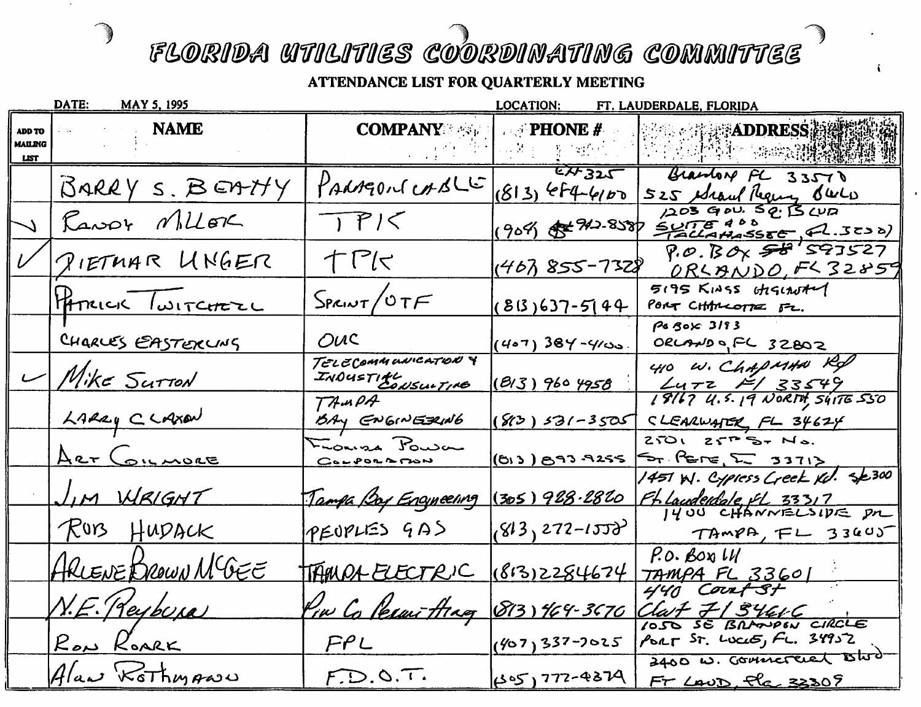# FLORIDA UTILITIES COORDINATING COMMITTEE

**ATTENDANCE LIST FOR QUARTERLY MEETING**

DATE: MAY 5, 1995 LOCATION: FT. LAUDERDALE, FLORIDA

| ADD TO MAILING LIST | NAME | COMPANY | PHONE # | ADDRESS |
|---|---|---|---|---|
| | BARRY S. BEATTY | PARAGON CABLE | (813) 684-6100 EXT 325 | 525 Grand Regency Blvd, Brandon FL 33570 |
| ✓ | RANDY MILLER | TPK | (904) 942-8587 | 1203 GOV. SQ. BLVD SUITE 400 TALLAHASSEE, FL. 32301 |
| ✓ | DIETMAR UNGER | TPK | (407) 855-7328 | P.O. BOX 593527 ORLANDO, FL 32859 |
| | PATRICK TWITCHELL | SPRINT/UTF | (813) 637-5144 | 5195 KINGS HIGHWAY PORT CHARLOTTE FL. |
| | CHARLES EASTERLING | OUC | (407) 384-4100 | PO BOX 3193 ORLANDO, FL 32802 |
| ✓ | Mike Sutton | TELECOMMUNICATION & INDUSTRIAL CONSULTING | (813) 960 4958 | 410 W. Chapman Rd Lutz Fl 33549 |
| | LARRY CLAXON | TAMPA BAY ENGINEERING | (813) 531-3505 | 18167 U.S. 19 NORTH, SUITE 550 CLEARWATER, FL 34624 |
| | ART GILMORE | FLORIDA POWER CORPORATION | (813) 893-9255 | 2501 25TH St. No. St. Pete, FL 33713 |
| | JIM WRIGHT | Tampa Bay Engineering | (305) 928-2820 | 1451 W. Cypress Creek Rd. Ste 300 Ft Lauderdale, FL 33317 |
| | ROB HUDACK | PEOPLES GAS | (813) 272-1558 | 1400 CHANNELSIDE DR TAMPA, FL 33605 |
| | ARLENE BROWN MCGEE | TAMPA ELECTRIC | (813) 228-4674 | P.O. BOX 111 TAMPA FL 33601 |
| | N.E. Reyburn | Pin Co Permit Agcy | (813) 464-3670 | 440 Court St Clwt Fl 34616 |
| | RON ROARK | FPL | (407) 337-7025 | 1050 SE BRANDON CIRCLE PORT ST. LUCIE, FL. 34952 |
| | Alan Rothmann | F.D.O.T. | (305) 777-4374 | 3400 W. Commercial Blvd FT LAUD, Fla 33309 |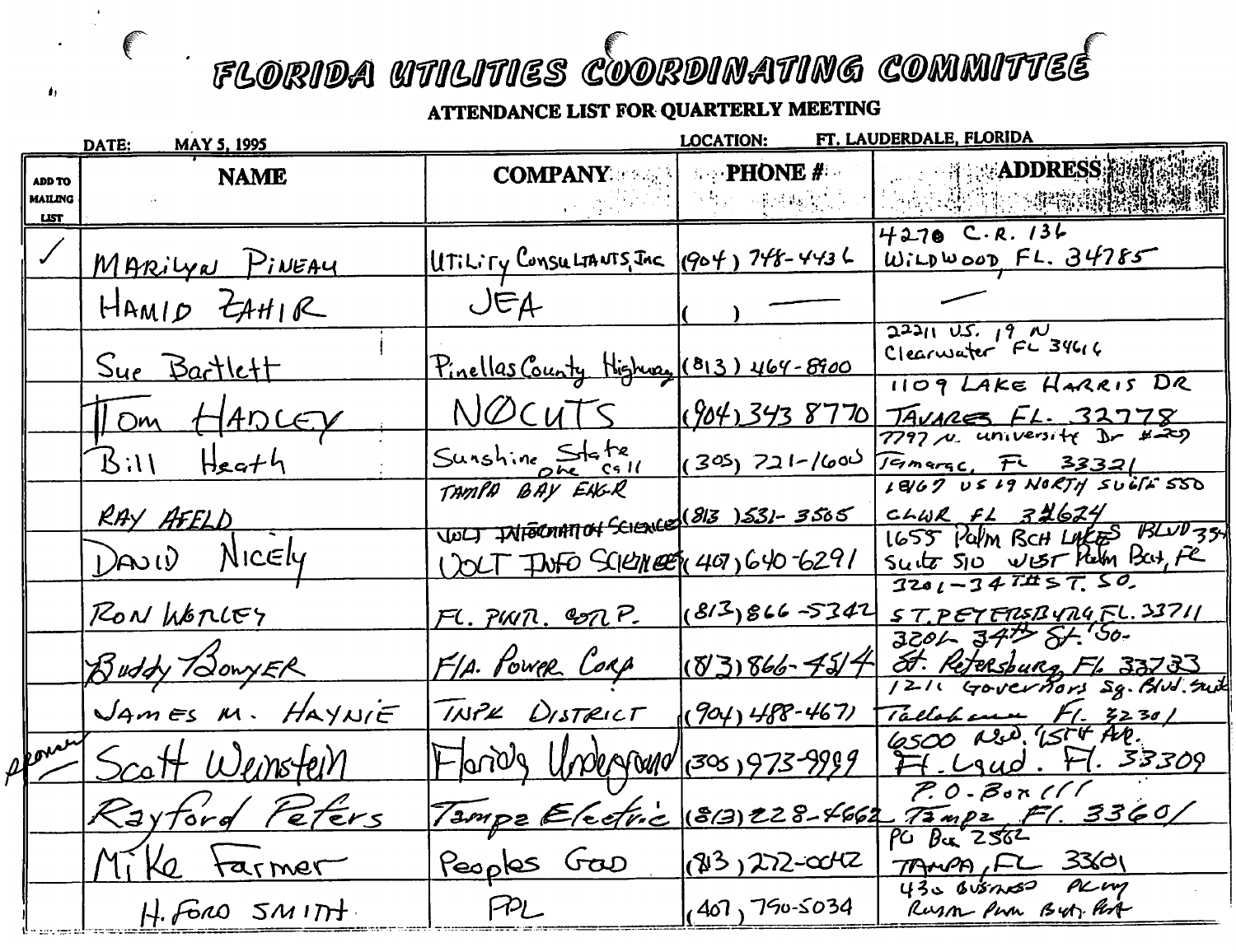# FLORIDA UTILITIES COORDINATING COMMITTEE

**ATTENDANCE LIST FOR QUARTERLY MEETING**

**DATE:** MAY 5, 1995 **LOCATION:** FT. LAUDERDALE, FLORIDA

| ADD TO MAILING LIST | NAME | COMPANY | PHONE # | ADDRESS |
|---|---|---|---|---|
| ✓ | MARILYN PINEAU | UTILITY CONSULTANTS, INC | (904) 748-4436 | 4270 C.R. 136 WILDWOOD, FL. 34785 |
| | HAMID ZAHIR | JEA | ( ) — | — |
| | Sue Bartlett | Pinellas County Highway | (813) 464-8900 | 22211 U.S. 19 N Clearwater FL 34616 |
| | TOM HADLEY | NOCUTS | (904) 343 8770 | 1109 LAKE HARRIS DR TAVARES FL. 32778 |
| | Bill Heath | Sunshine State One Call | (305) 721-1600 | 7797 N. University Dr #209 Tamarac, FL 33321 |
| | RAY AFELD | TAMPA BAY ENGR ~~VOLT INFORMATION SCIENCES~~ | (813) 531-3505 | 18167 US 19 NORTH SUITE 550 CLWR FL 34624 |
| | DAVID NICELY | VOLT INFO SCIENCES | (407) 640-6291 | 1655 Palm Bch Lakes Blvd 33? Suite 510 West Palm Bch, FL |
| | RON WORLEY | FL. PWR. CORP. | (813) 866-5342 | 3201-34TH ST. SO. ST. PETERSBURG FL. 33711 |
| | Buddy Bowyer | Fla. Power Corp | (813) 866-4514 | 3201 34th St. So. St. Petersburg, FL 33733 |
| | JAMES M. HAYNIE | TNPK DISTRICT | (904) 488-4671 | 1211 Governors Sq. Blvd. Suite Tallahassee FL 32301 |
| ✓ (presenter) | Scott Weinstein | Florida Underground | (305) 973-9999 | 6500 NW. 15th Ave. Ft. Laud. Fl. 33309 |
| | Rayford Peters | Tampa Electric | (813) 228-4662 | P.O. Box 111 Tampa Fl. 33601 |
| | Mike Farmer | Peoples Gas | (813) 272-0042 | PO Box 2562 TAMPA, FL 33601 |
| | H. FORD SMITH | FPL | (407) 790-5034 | 430 Business Pkwy Royal Palm Bch. Fla |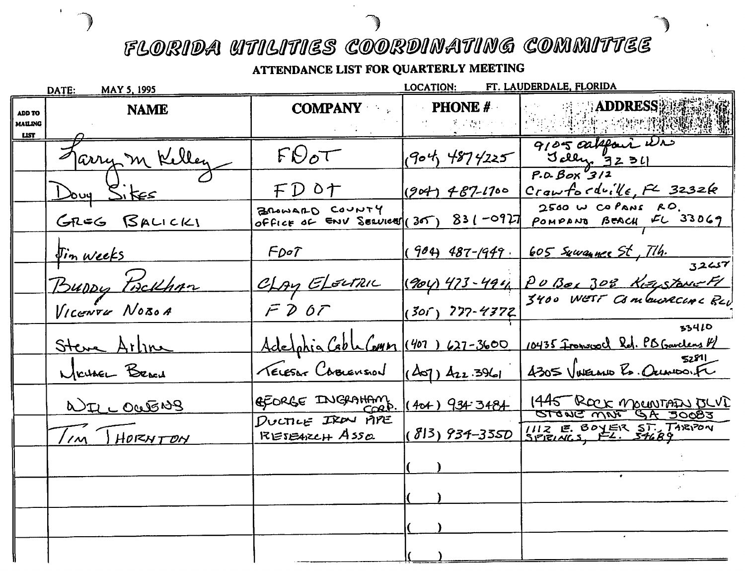# FLORIDA UTILITIES COORDINATING COMMITTEE

**ATTENDANCE LIST FOR QUARTERLY MEETING**

DATE: MAY 5, 1995 LOCATION: FT. LAUDERDALE, FLORIDA

| ADD TO MAILING LIST | NAME | COMPANY | PHONE # | ADDRESS |
|---|---|---|---|---|
| | Larry M Kelley | FDOT | (904) 487-4225 | 9105 Oakfair Dr Talley 32311 |
| | Doug Sikes | FDOT | (904) 487-1700 | P.O. Box 312 Crawfordville, FL 32326 |
| | GREG BALICKI | BROWARD COUNTY OFFICE OF ENV SERVICES | (305) 831-0927 | 2500 W COPANS RD. POMPANO BEACH, FL 33069 |
| | Jim Weeks | FDOT | (904) 487-1949 | 605 Suwannee St, Tlh. |
| | Buddy Packham | CLAY ELECTRIC | (904) 473-4961 | PO Box 308 Keystone FL 32657 |
| | VICENTE NOBOA | FDOT | (305) 777-4372 | 3400 WEST COMMERCIAL BLVD |
| | Steve Arline | Adelphia Cable Comm | (407) 627-3600 | 10435 Ironwood Rd. PB Gardens Fl 33410 |
| | MICHAEL BEACH | TELESAT CABLEVISION | (407) 422-3961 | 4305 VINELAND RD. ORLANDO. FL 32811 |
| | WILL OWENS | GEORGE INGRAHAM CORP. | (404) 934-3484 | 1445 ROCK MOUNTAIN BLVD STONE MNT GA 30083 |
| | TIM THORNTON | DUCTILE IRON PIPE RESEARCH ASSO. | (813) 934-3350 | 1112 E. BOYER ST. TARPON SPRINGS, FL. 34689 |
| | | | ( ) | |
| | | | ( ) | |
| | | | ( ) | |
| | | | ( ) | |